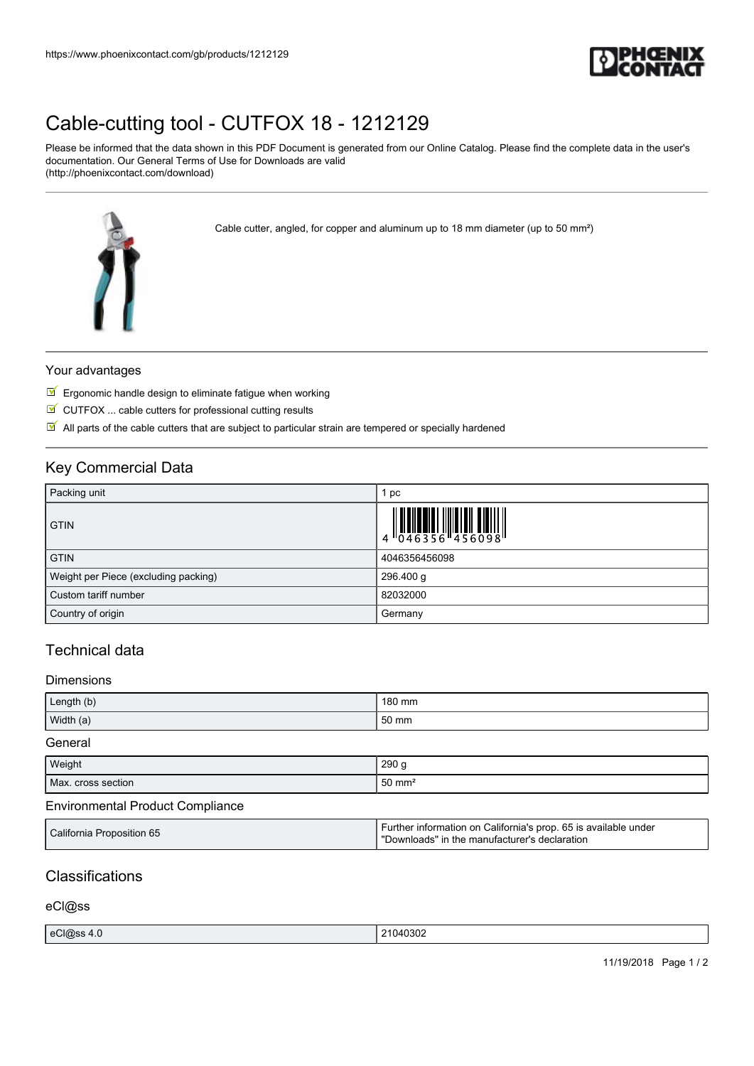# Cable-cutting tool - CUTFOX 18 - 1212129

Please be informed that the data shown in this PDF Document is generated from our Online Catalog. Please find the complete data in the user's documentation. Our General Terms of Use for Downloads are valid (http://phoenixcontact.com/download)

Cable cutter, angled, for copper and aluminum up to 18 mm diameter (up to 50 mm²)

### Your advantages

- Ergonomic handle design to eliminate fatigue when working
- CUTFOX ... cable cutters for professional cutting results
- All parts of the cable cutters that are subject to particular strain are tempered or specially hardened

## Key Commercial Data

| | |
|---|---|
| Packing unit | 1 pc |
| GTIN | 4 046356 456098 |
| GTIN | 4046356456098 |
| Weight per Piece (excluding packing) | 296.400 g |
| Custom tariff number | 82032000 |
| Country of origin | Germany |

## Technical data

### Dimensions

| | |
|---|---|
| Length (b) | 180 mm |
| Width (a) | 50 mm |

### General

| | |
|---|---|
| Weight | 290 g |
| Max. cross section | 50 mm² |

### Environmental Product Compliance

| | |
|---|---|
| California Proposition 65 | Further information on California's prop. 65 is available under "Downloads" in the manufacturer's declaration |

## Classifications

### eCl@ss

| | |
|---|---|
| eCl@ss 4.0 | 21040302 |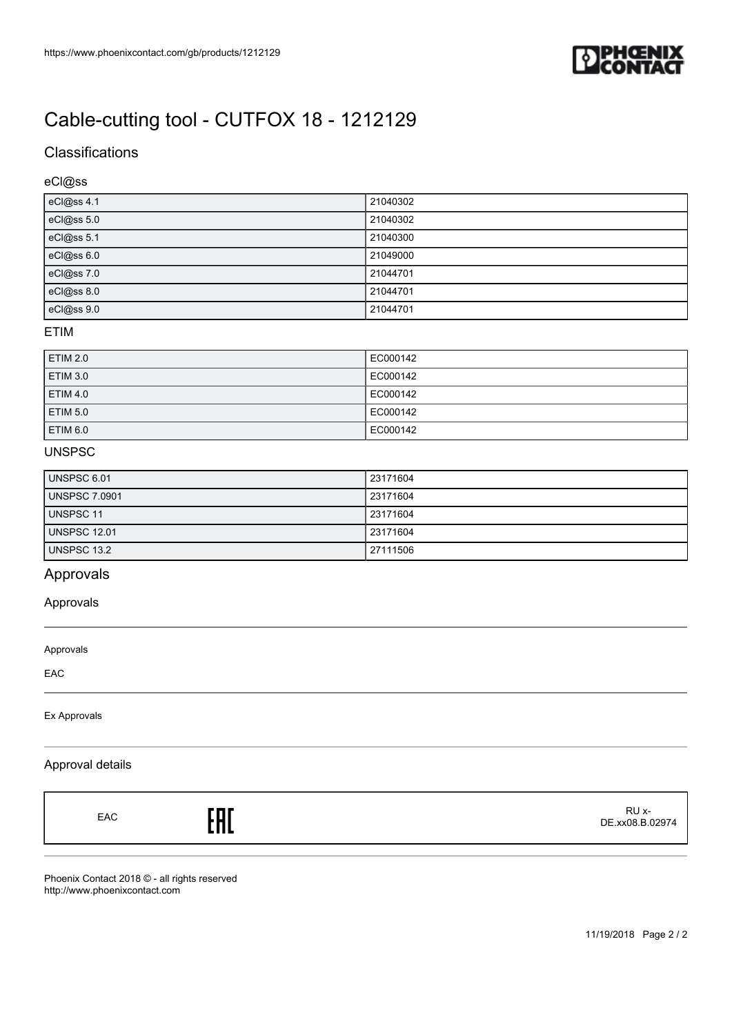# Cable-cutting tool - CUTFOX 18 - 1212129

## Classifications

### eCl@ss

| | |
|---|---|
| eCl@ss 4.1 | 21040302 |
| eCl@ss 5.0 | 21040302 |
| eCl@ss 5.1 | 21040300 |
| eCl@ss 6.0 | 21049000 |
| eCl@ss 7.0 | 21044701 |
| eCl@ss 8.0 | 21044701 |
| eCl@ss 9.0 | 21044701 |

### ETIM

| | |
|---|---|
| ETIM 2.0 | EC000142 |
| ETIM 3.0 | EC000142 |
| ETIM 4.0 | EC000142 |
| ETIM 5.0 | EC000142 |
| ETIM 6.0 | EC000142 |

### UNSPSC

| | |
|---|---|
| UNSPSC 6.01 | 23171604 |
| UNSPSC 7.0901 | 23171604 |
| UNSPSC 11 | 23171604 |
| UNSPSC 12.01 | 23171604 |
| UNSPSC 13.2 | 27111506 |

## Approvals

### Approvals

Approvals

EAC

Ex Approvals

### Approval details

| | | |
|---|---|---|
| EAC | EAC | RU x-DE.xx08.B.02974 |

Phoenix Contact 2018 © - all rights reserved
http://www.phoenixcontact.com